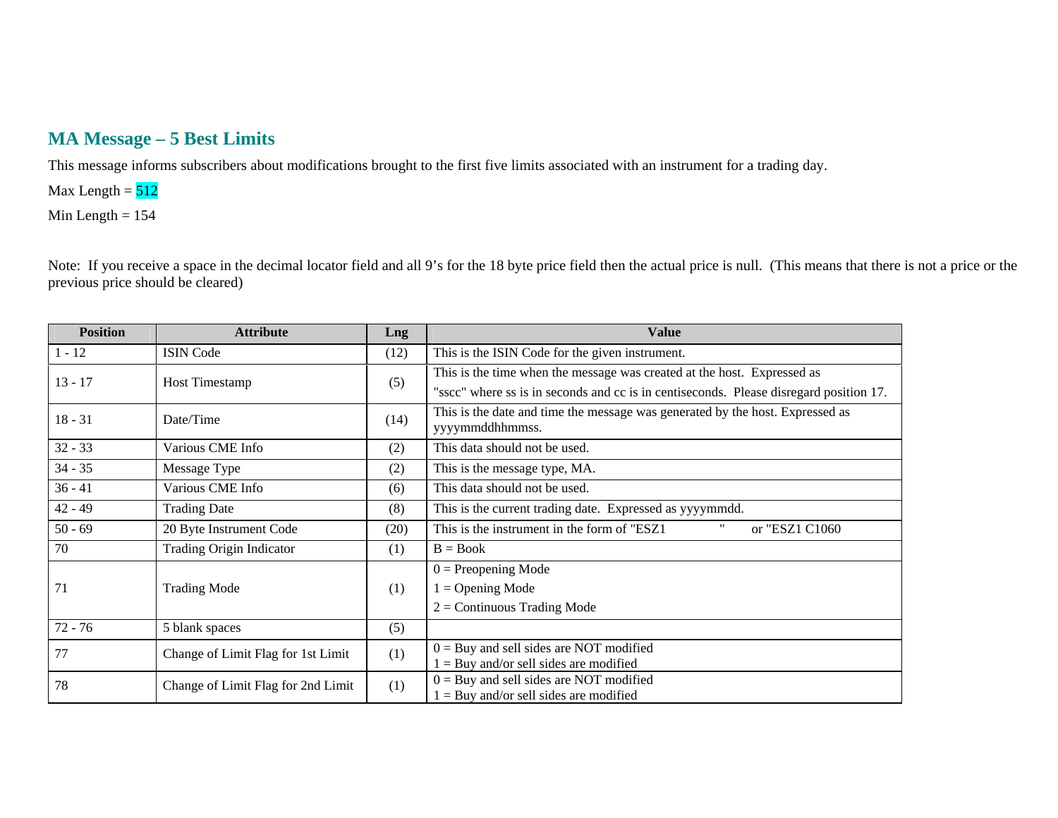## MA Message – 5 Best Limits

This message informs subscribers about modifications brought to the first five limits associated with an instrument for a trading day.

Max Length = 512

Min Length = 154

Note: If you receive a space in the decimal locator field and all 9's for the 18 byte price field then the actual price is null. (This means that there is not a price or the previous price should be cleared)

| Position | Attribute | Lng | Value |
|---|---|---|---|
| 1 - 12 | ISIN Code | (12) | This is the ISIN Code for the given instrument. |
| 13 - 17 | Host Timestamp | (5) | This is the time when the message was created at the host. Expressed as "sscc" where ss is in seconds and cc is in centiseconds. Please disregard position 17. |
| 18 - 31 | Date/Time | (14) | This is the date and time the message was generated by the host. Expressed as yyyymmddhhmmss. |
| 32 - 33 | Various CME Info | (2) | This data should not be used. |
| 34 - 35 | Message Type | (2) | This is the message type, MA. |
| 36 - 41 | Various CME Info | (6) | This data should not be used. |
| 42 - 49 | Trading Date | (8) | This is the current trading date. Expressed as yyyymmdd. |
| 50 - 69 | 20 Byte Instrument Code | (20) | This is the instrument in the form of "ESZ1 " or "ESZ1 C1060 |
| 70 | Trading Origin Indicator | (1) | B = Book |
| 71 | Trading Mode | (1) | 0 = Preopening Mode<br>1 = Opening Mode<br>2 = Continuous Trading Mode |
| 72 - 76 | 5 blank spaces | (5) | |
| 77 | Change of Limit Flag for 1st Limit | (1) | 0 = Buy and sell sides are NOT modified<br>1 = Buy and/or sell sides are modified |
| 78 | Change of Limit Flag for 2nd Limit | (1) | 0 = Buy and sell sides are NOT modified<br>1 = Buy and/or sell sides are modified |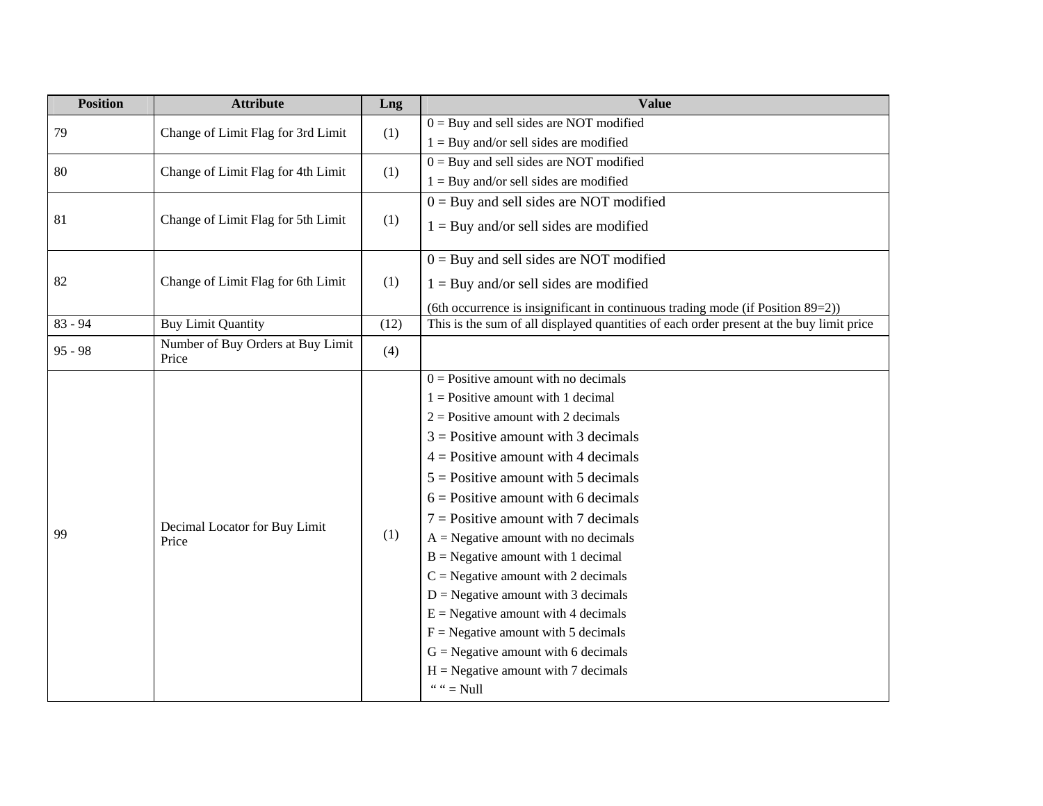| Position | Attribute | Lng | Value |
|---|---|---|---|
| 79 | Change of Limit Flag for 3rd Limit | (1) | 0 = Buy and sell sides are NOT modified<br>1 = Buy and/or sell sides are modified |
| 80 | Change of Limit Flag for 4th Limit | (1) | 0 = Buy and sell sides are NOT modified<br>1 = Buy and/or sell sides are modified |
| 81 | Change of Limit Flag for 5th Limit | (1) | 0 = Buy and sell sides are NOT modified<br>1 = Buy and/or sell sides are modified |
| 82 | Change of Limit Flag for 6th Limit | (1) | 0 = Buy and sell sides are NOT modified<br>1 = Buy and/or sell sides are modified<br>(6th occurrence is insignificant in continuous trading mode (if Position 89=2)) |
| 83 - 94 | Buy Limit Quantity | (12) | This is the sum of all displayed quantities of each order present at the buy limit price |
| 95 - 98 | Number of Buy Orders at Buy Limit Price | (4) | |
| 99 | Decimal Locator for Buy Limit Price | (1) | 0 = Positive amount with no decimals<br>1 = Positive amount with 1 decimal<br>2 = Positive amount with 2 decimals<br>3 = Positive amount with 3 decimals<br>4 = Positive amount with 4 decimals<br>5 = Positive amount with 5 decimals<br>6 = Positive amount with 6 decimals<br>7 = Positive amount with 7 decimals<br>A = Negative amount with no decimals<br>B = Negative amount with 1 decimal<br>C = Negative amount with 2 decimals<br>D = Negative amount with 3 decimals<br>E = Negative amount with 4 decimals<br>F = Negative amount with 5 decimals<br>G = Negative amount with 6 decimals<br>H = Negative amount with 7 decimals<br>" " = Null |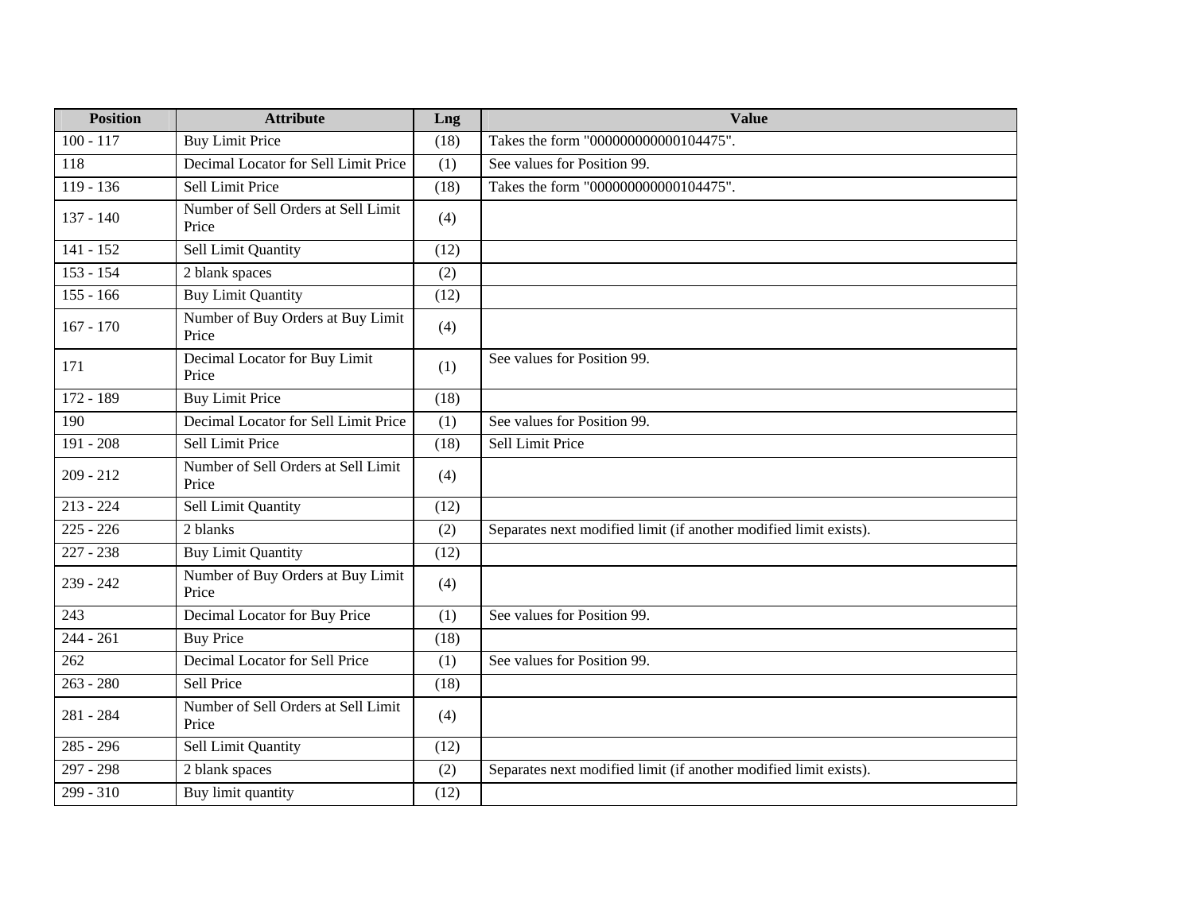| Position | Attribute | Lng | Value |
|---|---|---|---|
| 100 - 117 | Buy Limit Price | (18) | Takes the form "000000000000104475". |
| 118 | Decimal Locator for Sell Limit Price | (1) | See values for Position 99. |
| 119 - 136 | Sell Limit Price | (18) | Takes the form "000000000000104475". |
| 137 - 140 | Number of Sell Orders at Sell Limit Price | (4) | |
| 141 - 152 | Sell Limit Quantity | (12) | |
| 153 - 154 | 2 blank spaces | (2) | |
| 155 - 166 | Buy Limit Quantity | (12) | |
| 167 - 170 | Number of Buy Orders at Buy Limit Price | (4) | |
| 171 | Decimal Locator for Buy Limit Price | (1) | See values for Position 99. |
| 172 - 189 | Buy Limit Price | (18) | |
| 190 | Decimal Locator for Sell Limit Price | (1) | See values for Position 99. |
| 191 - 208 | Sell Limit Price | (18) | Sell Limit Price |
| 209 - 212 | Number of Sell Orders at Sell Limit Price | (4) | |
| 213 - 224 | Sell Limit Quantity | (12) | |
| 225 - 226 | 2 blanks | (2) | Separates next modified limit (if another modified limit exists). |
| 227 - 238 | Buy Limit Quantity | (12) | |
| 239 - 242 | Number of Buy Orders at Buy Limit Price | (4) | |
| 243 | Decimal Locator for Buy Price | (1) | See values for Position 99. |
| 244 - 261 | Buy Price | (18) | |
| 262 | Decimal Locator for Sell Price | (1) | See values for Position 99. |
| 263 - 280 | Sell Price | (18) | |
| 281 - 284 | Number of Sell Orders at Sell Limit Price | (4) | |
| 285 - 296 | Sell Limit Quantity | (12) | |
| 297 - 298 | 2 blank spaces | (2) | Separates next modified limit (if another modified limit exists). |
| 299 - 310 | Buy limit quantity | (12) | |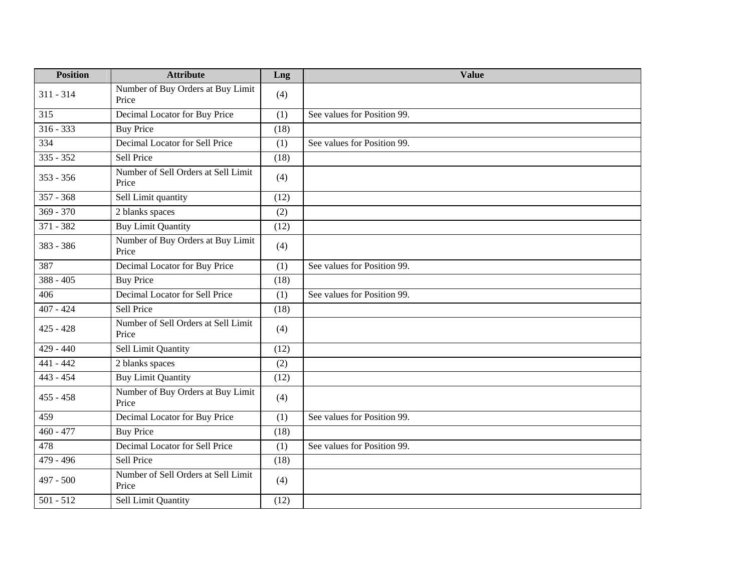| Position | Attribute | Lng | Value |
| --- | --- | --- | --- |
| 311 - 314 | Number of Buy Orders at Buy Limit Price | (4) | |
| 315 | Decimal Locator for Buy Price | (1) | See values for Position 99. |
| 316 - 333 | Buy Price | (18) | |
| 334 | Decimal Locator for Sell Price | (1) | See values for Position 99. |
| 335 - 352 | Sell Price | (18) | |
| 353 - 356 | Number of Sell Orders at Sell Limit Price | (4) | |
| 357 - 368 | Sell Limit quantity | (12) | |
| 369 - 370 | 2 blanks spaces | (2) | |
| 371 - 382 | Buy Limit Quantity | (12) | |
| 383 - 386 | Number of Buy Orders at Buy Limit Price | (4) | |
| 387 | Decimal Locator for Buy Price | (1) | See values for Position 99. |
| 388 - 405 | Buy Price | (18) | |
| 406 | Decimal Locator for Sell Price | (1) | See values for Position 99. |
| 407 - 424 | Sell Price | (18) | |
| 425 - 428 | Number of Sell Orders at Sell Limit Price | (4) | |
| 429 - 440 | Sell Limit Quantity | (12) | |
| 441 - 442 | 2 blanks spaces | (2) | |
| 443 - 454 | Buy Limit Quantity | (12) | |
| 455 - 458 | Number of Buy Orders at Buy Limit Price | (4) | |
| 459 | Decimal Locator for Buy Price | (1) | See values for Position 99. |
| 460 - 477 | Buy Price | (18) | |
| 478 | Decimal Locator for Sell Price | (1) | See values for Position 99. |
| 479 - 496 | Sell Price | (18) | |
| 497 - 500 | Number of Sell Orders at Sell Limit Price | (4) | |
| 501 - 512 | Sell Limit Quantity | (12) | |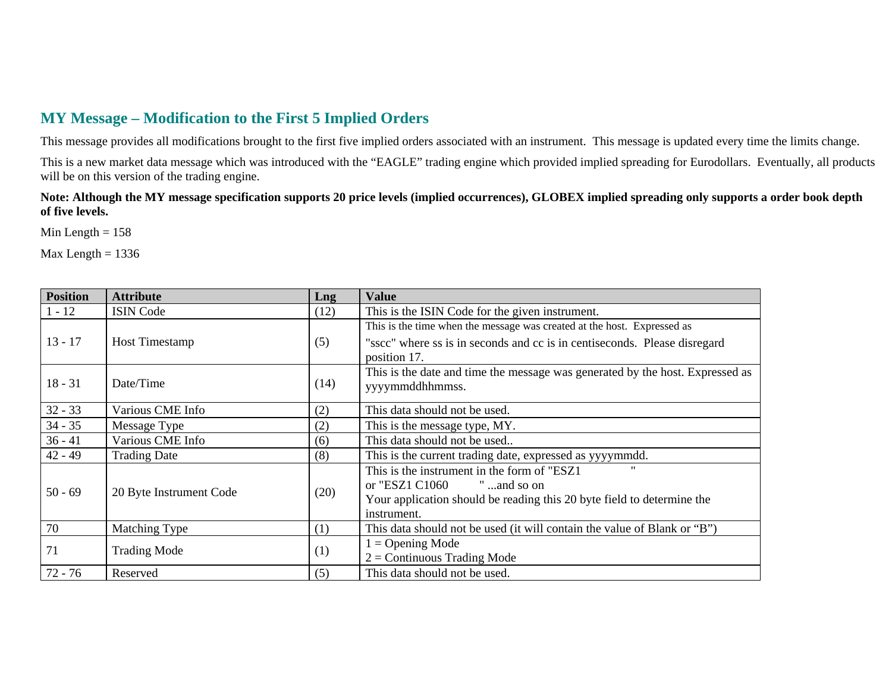## MY Message – Modification to the First 5 Implied Orders

This message provides all modifications brought to the first five implied orders associated with an instrument. This message is updated every time the limits change.

This is a new market data message which was introduced with the "EAGLE" trading engine which provided implied spreading for Eurodollars. Eventually, all products will be on this version of the trading engine.

**Note: Although the MY message specification supports 20 price levels (implied occurrences), GLOBEX implied spreading only supports a order book depth of five levels.**

Min Length = 158

Max Length = 1336

| Position | Attribute | Lng | Value |
|---|---|---|---|
| 1 - 12 | ISIN Code | (12) | This is the ISIN Code for the given instrument. |
| 13 - 17 | Host Timestamp | (5) | This is the time when the message was created at the host. Expressed as "sscc" where ss is in seconds and cc is in centiseconds. Please disregard position 17. |
| 18 - 31 | Date/Time | (14) | This is the date and time the message was generated by the host. Expressed as yyyymmddhhmmss. |
| 32 - 33 | Various CME Info | (2) | This data should not be used. |
| 34 - 35 | Message Type | (2) | This is the message type, MY. |
| 36 - 41 | Various CME Info | (6) | This data should not be used.. |
| 42 - 49 | Trading Date | (8) | This is the current trading date, expressed as yyyymmdd. |
| 50 - 69 | 20 Byte Instrument Code | (20) | This is the instrument in the form of "ESZ1 " or "ESZ1 C1060 " ...and so on Your application should be reading this 20 byte field to determine the instrument. |
| 70 | Matching Type | (1) | This data should not be used (it will contain the value of Blank or "B") |
| 71 | Trading Mode | (1) | 1 = Opening Mode<br>2 = Continuous Trading Mode |
| 72 - 76 | Reserved | (5) | This data should not be used. |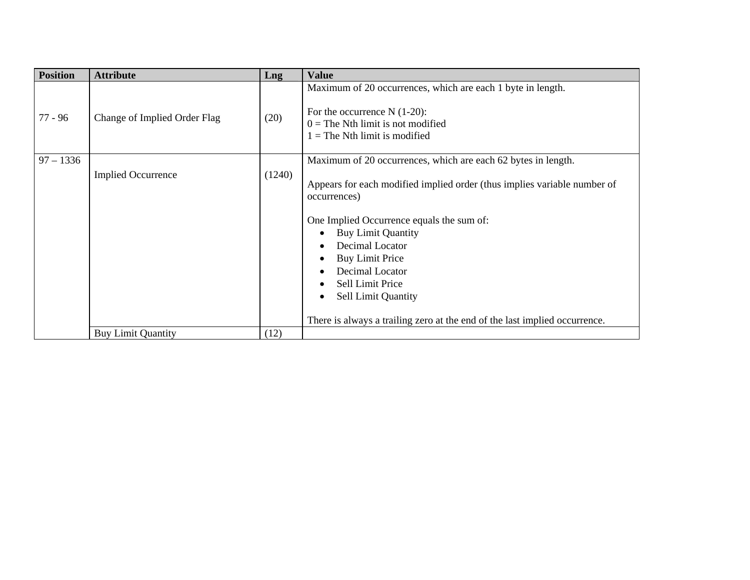| Position | Attribute | Lng | Value |
|---|---|---|---|
| 77 - 96 | Change of Implied Order Flag | (20) | Maximum of 20 occurrences, which are each 1 byte in length.<br><br>For the occurrence N (1-20):<br>0 = The Nth limit is not modified<br>1 = The Nth limit is modified |
| 97 – 1336 | Implied Occurrence | (1240) | Maximum of 20 occurrences, which are each 62 bytes in length.<br><br>Appears for each modified implied order (thus implies variable number of occurrences)<br><br>One Implied Occurrence equals the sum of:<br>• Buy Limit Quantity<br>• Decimal Locator<br>• Buy Limit Price<br>• Decimal Locator<br>• Sell Limit Price<br>• Sell Limit Quantity<br><br>There is always a trailing zero at the end of the last implied occurrence. |
| | Buy Limit Quantity | (12) | |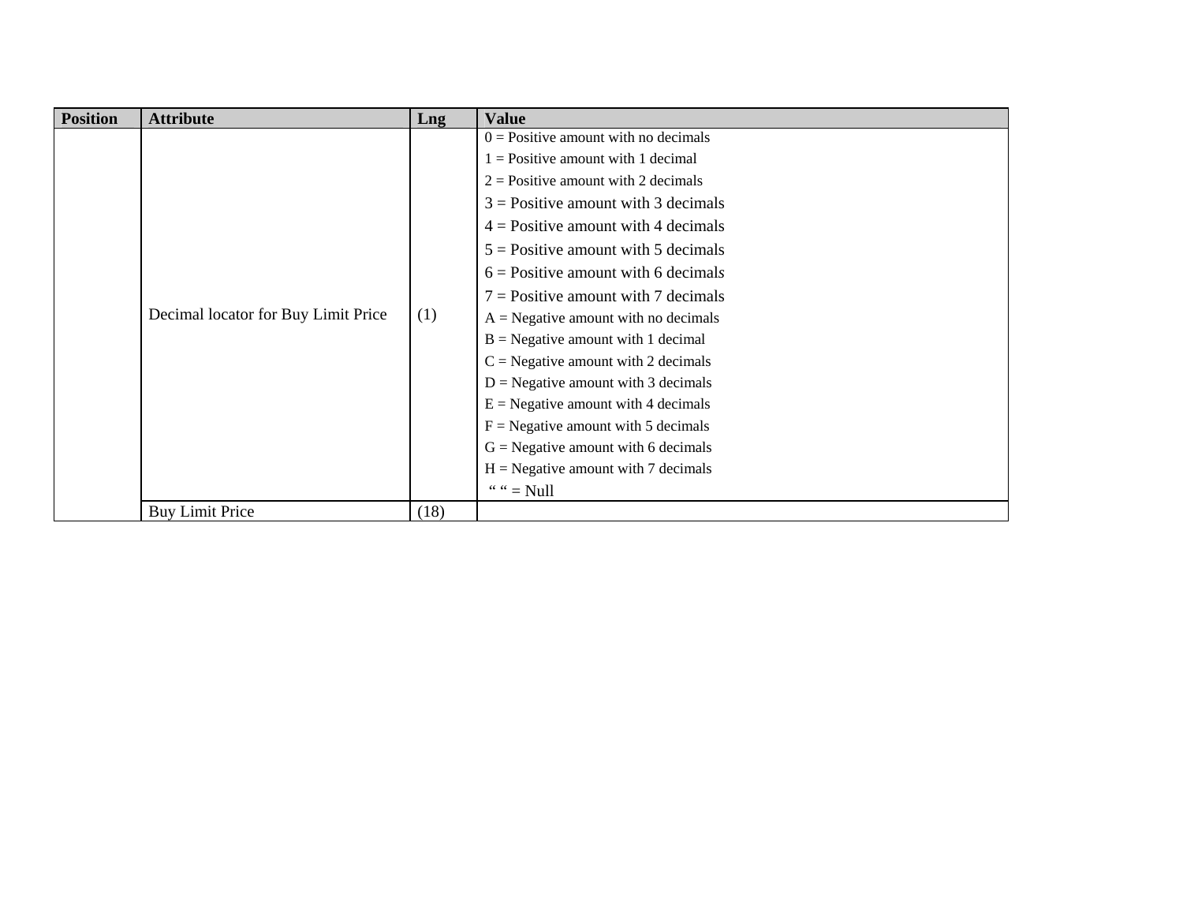| Position | Attribute | Lng | Value |
|---|---|---|---|
| | Decimal locator for Buy Limit Price | (1) | 0 = Positive amount with no decimals<br>1 = Positive amount with 1 decimal<br>2 = Positive amount with 2 decimals<br>3 = Positive amount with 3 decimals<br>4 = Positive amount with 4 decimals<br>5 = Positive amount with 5 decimals<br>6 = Positive amount with 6 decimals<br>7 = Positive amount with 7 decimals<br>A = Negative amount with no decimals<br>B = Negative amount with 1 decimal<br>C = Negative amount with 2 decimals<br>D = Negative amount with 3 decimals<br>E = Negative amount with 4 decimals<br>F = Negative amount with 5 decimals<br>G = Negative amount with 6 decimals<br>H = Negative amount with 7 decimals<br>" " = Null |
| | Buy Limit Price | (18) | |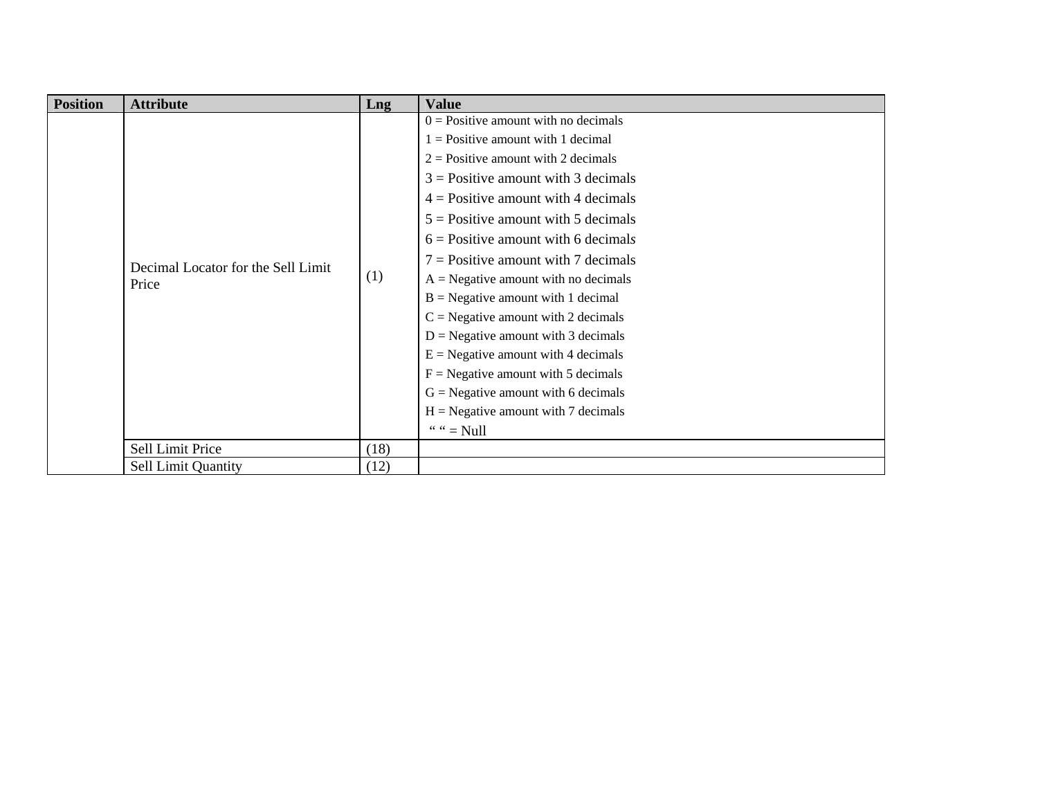| Position | Attribute | Lng | Value |
|---|---|---|---|
| | Decimal Locator for the Sell Limit Price | (1) | 0 = Positive amount with no decimals<br>1 = Positive amount with 1 decimal<br>2 = Positive amount with 2 decimals<br>3 = Positive amount with 3 decimals<br>4 = Positive amount with 4 decimals<br>5 = Positive amount with 5 decimals<br>6 = Positive amount with 6 decimals<br>7 = Positive amount with 7 decimals<br>A = Negative amount with no decimals<br>B = Negative amount with 1 decimal<br>C = Negative amount with 2 decimals<br>D = Negative amount with 3 decimals<br>E = Negative amount with 4 decimals<br>F = Negative amount with 5 decimals<br>G = Negative amount with 6 decimals<br>H = Negative amount with 7 decimals<br>" " = Null |
| | Sell Limit Price | (18) | |
| | Sell Limit Quantity | (12) | |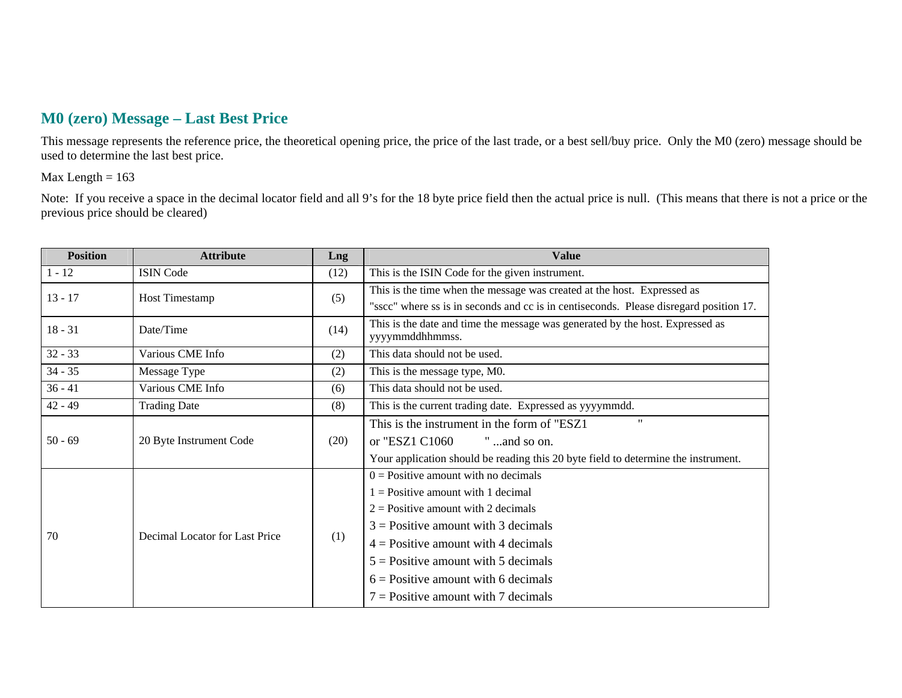## M0 (zero) Message – Last Best Price

This message represents the reference price, the theoretical opening price, the price of the last trade, or a best sell/buy price. Only the M0 (zero) message should be used to determine the last best price.

Max Length = 163

Note: If you receive a space in the decimal locator field and all 9's for the 18 byte price field then the actual price is null. (This means that there is not a price or the previous price should be cleared)

| Position | Attribute | Lng | Value |
|---|---|---|---|
| 1 - 12 | ISIN Code | (12) | This is the ISIN Code for the given instrument. |
| 13 - 17 | Host Timestamp | (5) | This is the time when the message was created at the host. Expressed as "sscc" where ss is in seconds and cc is in centiseconds. Please disregard position 17. |
| 18 - 31 | Date/Time | (14) | This is the date and time the message was generated by the host. Expressed as yyyymmddhhmmss. |
| 32 - 33 | Various CME Info | (2) | This data should not be used. |
| 34 - 35 | Message Type | (2) | This is the message type, M0. |
| 36 - 41 | Various CME Info | (6) | This data should not be used. |
| 42 - 49 | Trading Date | (8) | This is the current trading date. Expressed as yyyymmdd. |
| 50 - 69 | 20 Byte Instrument Code | (20) | This is the instrument in the form of "ESZ1 " or "ESZ1 C1060 " ...and so on. Your application should be reading this 20 byte field to determine the instrument. |
| 70 | Decimal Locator for Last Price | (1) | 0 = Positive amount with no decimals<br>1 = Positive amount with 1 decimal<br>2 = Positive amount with 2 decimals<br>3 = Positive amount with 3 decimals<br>4 = Positive amount with 4 decimals<br>5 = Positive amount with 5 decimals<br>6 = Positive amount with 6 decimals<br>7 = Positive amount with 7 decimals |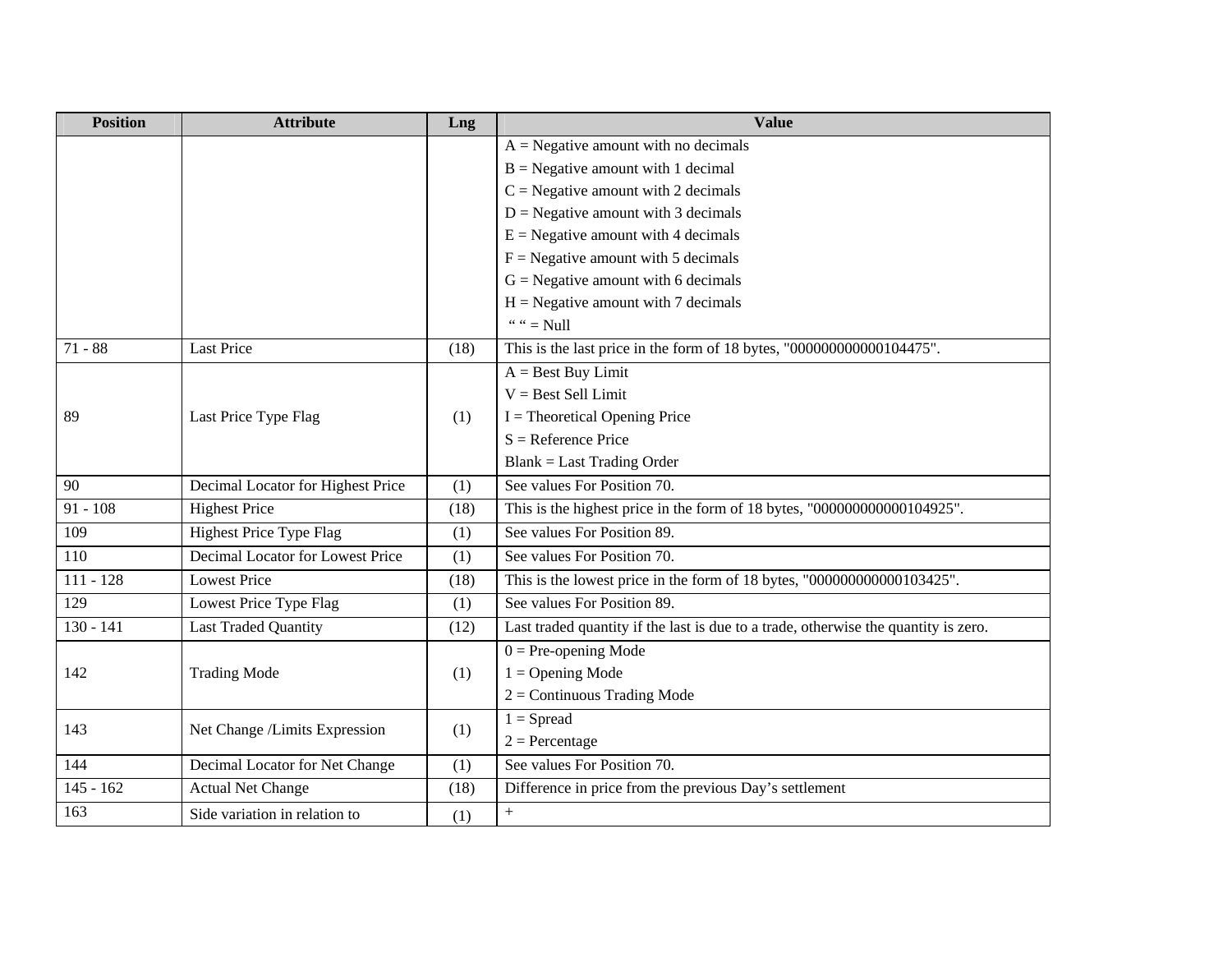| Position | Attribute | Lng | Value |
|---|---|---|---|
| | | | A = Negative amount with no decimals<br>B = Negative amount with 1 decimal<br>C = Negative amount with 2 decimals<br>D = Negative amount with 3 decimals<br>E = Negative amount with 4 decimals<br>F = Negative amount with 5 decimals<br>G = Negative amount with 6 decimals<br>H = Negative amount with 7 decimals<br>" " = Null |
| 71 - 88 | Last Price | (18) | This is the last price in the form of 18 bytes, "000000000000104475". |
| 89 | Last Price Type Flag | (1) | A = Best Buy Limit<br>V = Best Sell Limit<br>I = Theoretical Opening Price<br>S = Reference Price<br>Blank = Last Trading Order |
| 90 | Decimal Locator for Highest Price | (1) | See values For Position 70. |
| 91 - 108 | Highest Price | (18) | This is the highest price in the form of 18 bytes, "000000000000104925". |
| 109 | Highest Price Type Flag | (1) | See values For Position 89. |
| 110 | Decimal Locator for Lowest Price | (1) | See values For Position 70. |
| 111 - 128 | Lowest Price | (18) | This is the lowest price in the form of 18 bytes, "000000000000103425". |
| 129 | Lowest Price Type Flag | (1) | See values For Position 89. |
| 130 - 141 | Last Traded Quantity | (12) | Last traded quantity if the last is due to a trade, otherwise the quantity is zero. |
| 142 | Trading Mode | (1) | 0 = Pre-opening Mode<br>1 = Opening Mode<br>2 = Continuous Trading Mode |
| 143 | Net Change /Limits Expression | (1) | 1 = Spread<br>2 = Percentage |
| 144 | Decimal Locator for Net Change | (1) | See values For Position 70. |
| 145 - 162 | Actual Net Change | (18) | Difference in price from the previous Day's settlement |
| 163 | Side variation in relation to | (1) | + |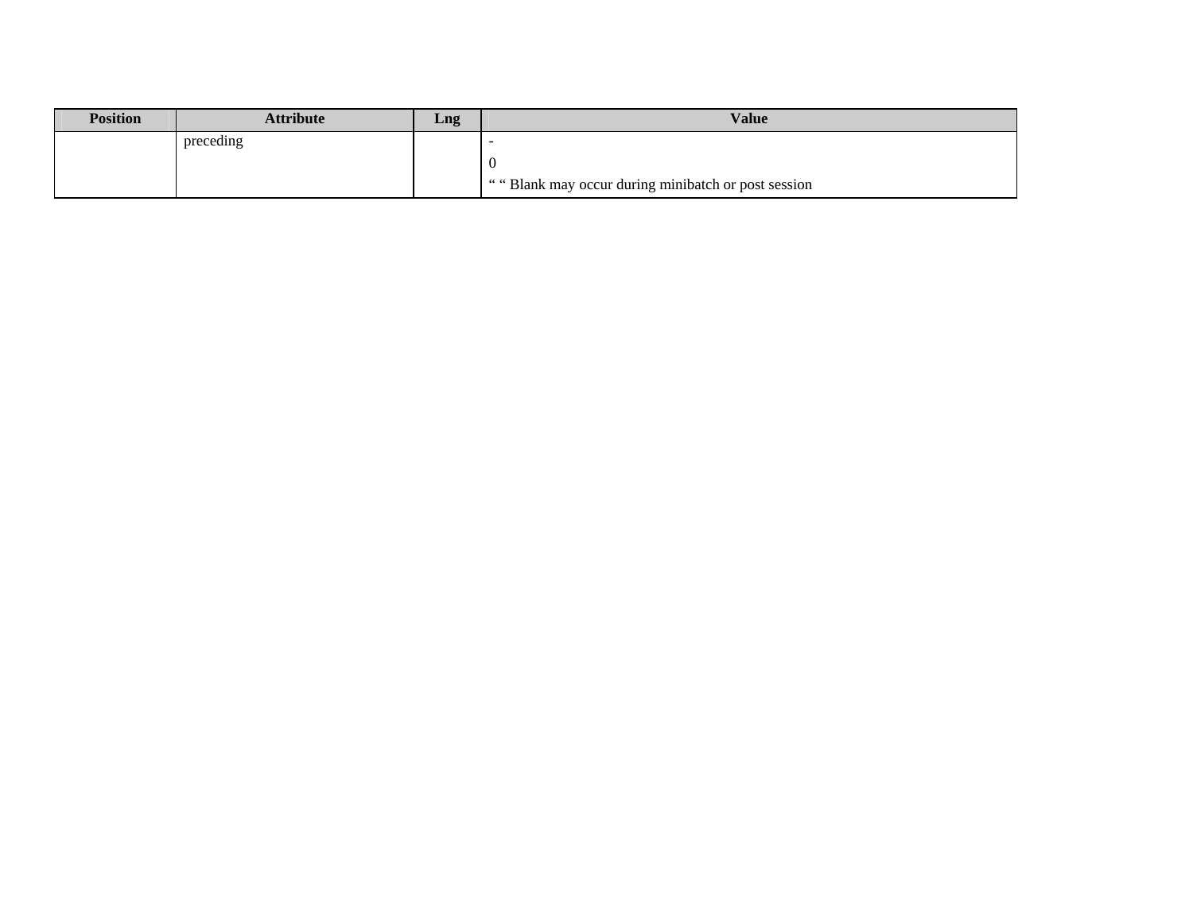| Position | Attribute | Lng | Value |
|---|---|---|---|
| | preceding | | -<br>0<br>“ “ Blank may occur during minibatch or post session |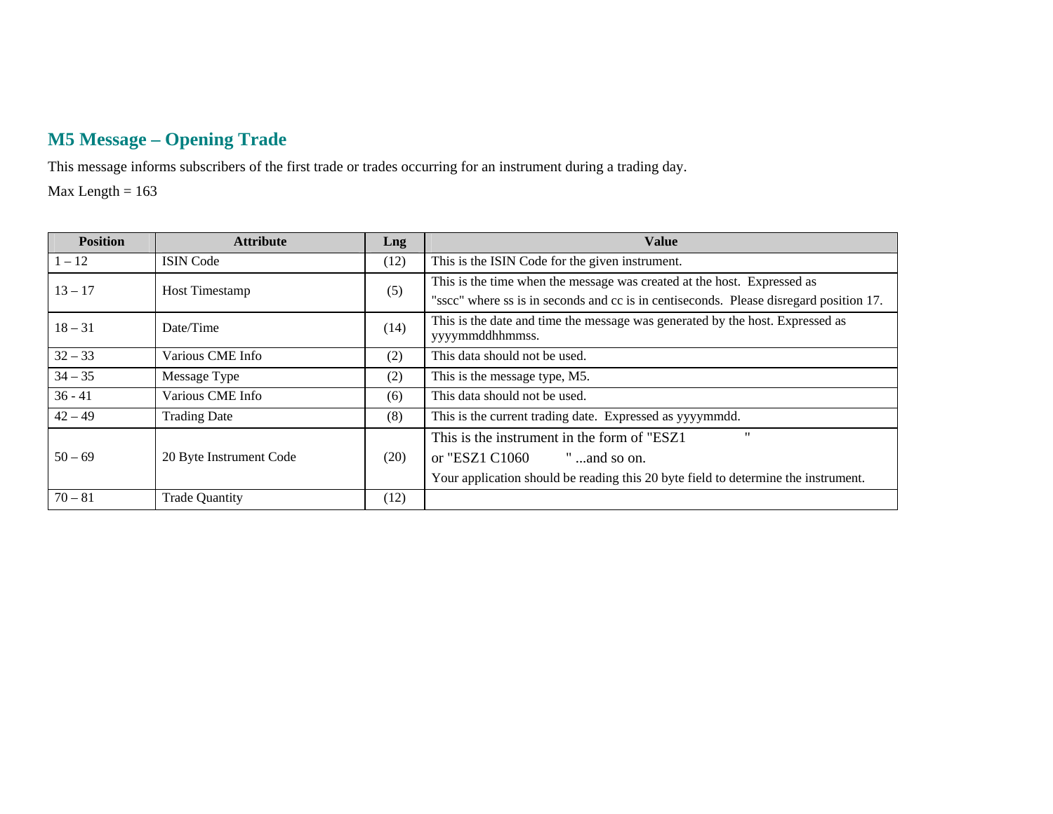## M5 Message – Opening Trade

This message informs subscribers of the first trade or trades occurring for an instrument during a trading day.

Max Length = 163

| Position | Attribute | Lng | Value |
|---|---|---|---|
| 1 – 12 | ISIN Code | (12) | This is the ISIN Code for the given instrument. |
| 13 – 17 | Host Timestamp | (5) | This is the time when the message was created at the host. Expressed as "sscc" where ss is in seconds and cc is in centiseconds. Please disregard position 17. |
| 18 – 31 | Date/Time | (14) | This is the date and time the message was generated by the host. Expressed as yyyymmddhhmmss. |
| 32 – 33 | Various CME Info | (2) | This data should not be used. |
| 34 – 35 | Message Type | (2) | This is the message type, M5. |
| 36 - 41 | Various CME Info | (6) | This data should not be used. |
| 42 – 49 | Trading Date | (8) | This is the current trading date. Expressed as yyyymmdd. |
| 50 – 69 | 20 Byte Instrument Code | (20) | This is the instrument in the form of "ESZ1 " or "ESZ1 C1060 " ...and so on. Your application should be reading this 20 byte field to determine the instrument. |
| 70 – 81 | Trade Quantity | (12) | |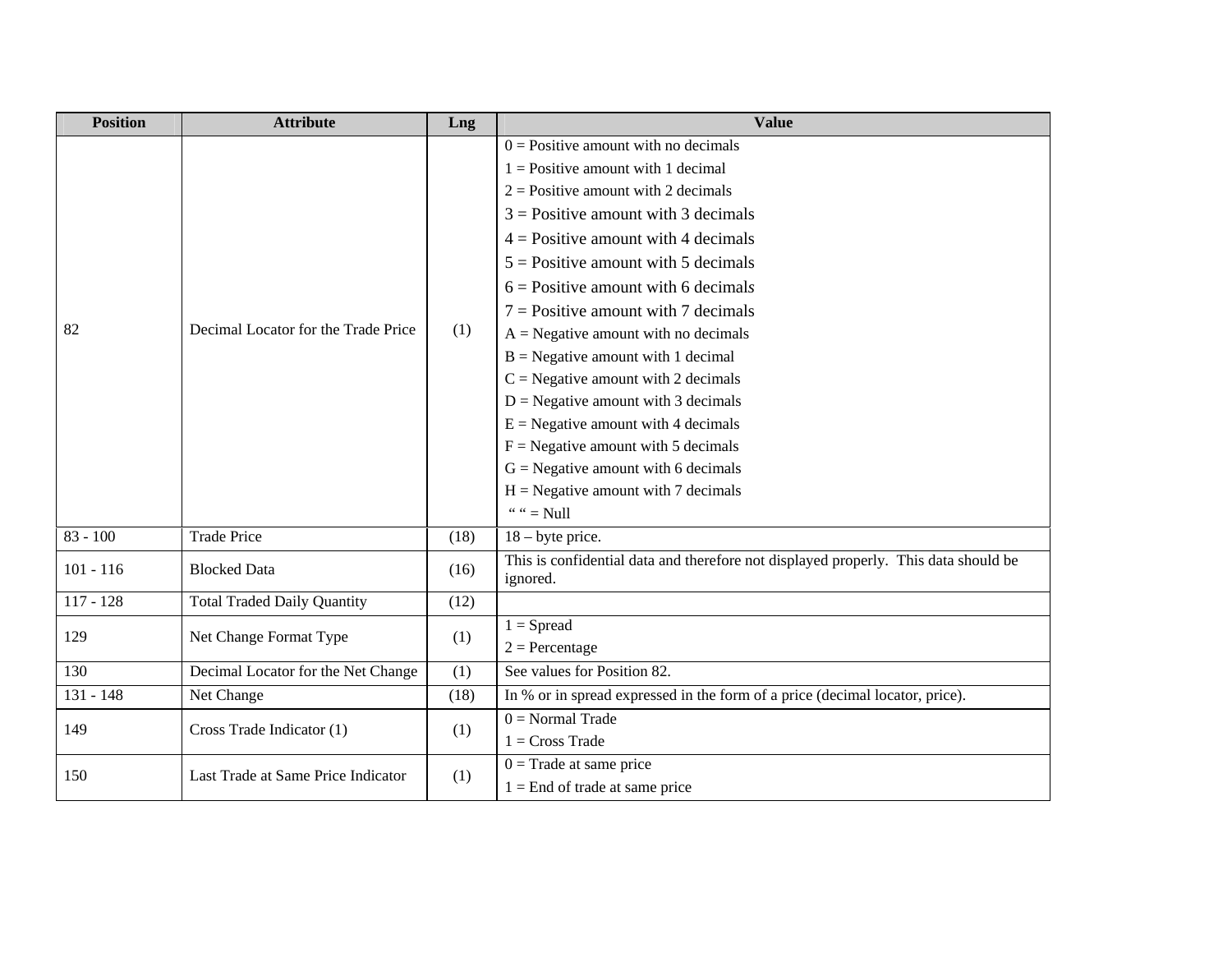| Position | Attribute | Lng | Value |
|---|---|---|---|
| 82 | Decimal Locator for the Trade Price | (1) | 0 = Positive amount with no decimals<br>1 = Positive amount with 1 decimal<br>2 = Positive amount with 2 decimals<br>3 = Positive amount with 3 decimals<br>4 = Positive amount with 4 decimals<br>5 = Positive amount with 5 decimals<br>6 = Positive amount with 6 decimals<br>7 = Positive amount with 7 decimals<br>A = Negative amount with no decimals<br>B = Negative amount with 1 decimal<br>C = Negative amount with 2 decimals<br>D = Negative amount with 3 decimals<br>E = Negative amount with 4 decimals<br>F = Negative amount with 5 decimals<br>G = Negative amount with 6 decimals<br>H = Negative amount with 7 decimals<br>" " = Null |
| 83 - 100 | Trade Price | (18) | 18 – byte price. |
| 101 - 116 | Blocked Data | (16) | This is confidential data and therefore not displayed properly. This data should be ignored. |
| 117 - 128 | Total Traded Daily Quantity | (12) | |
| 129 | Net Change Format Type | (1) | 1 = Spread<br>2 = Percentage |
| 130 | Decimal Locator for the Net Change | (1) | See values for Position 82. |
| 131 - 148 | Net Change | (18) | In % or in spread expressed in the form of a price (decimal locator, price). |
| 149 | Cross Trade Indicator (1) | (1) | 0 = Normal Trade<br>1 = Cross Trade |
| 150 | Last Trade at Same Price Indicator | (1) | 0 = Trade at same price<br>1 = End of trade at same price |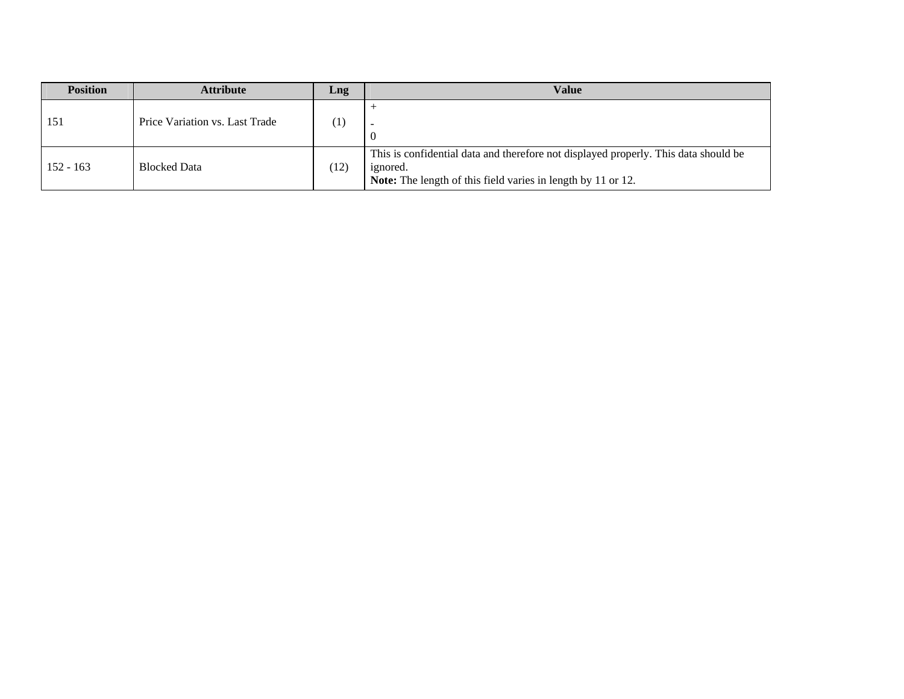| Position | Attribute | Lng | Value |
|---|---|---|---|
| 151 | Price Variation vs. Last Trade | (1) | +<br>-<br>0 |
| 152 - 163 | Blocked Data | (12) | This is confidential data and therefore not displayed properly. This data should be ignored.<br>**Note:** The length of this field varies in length by 11 or 12. |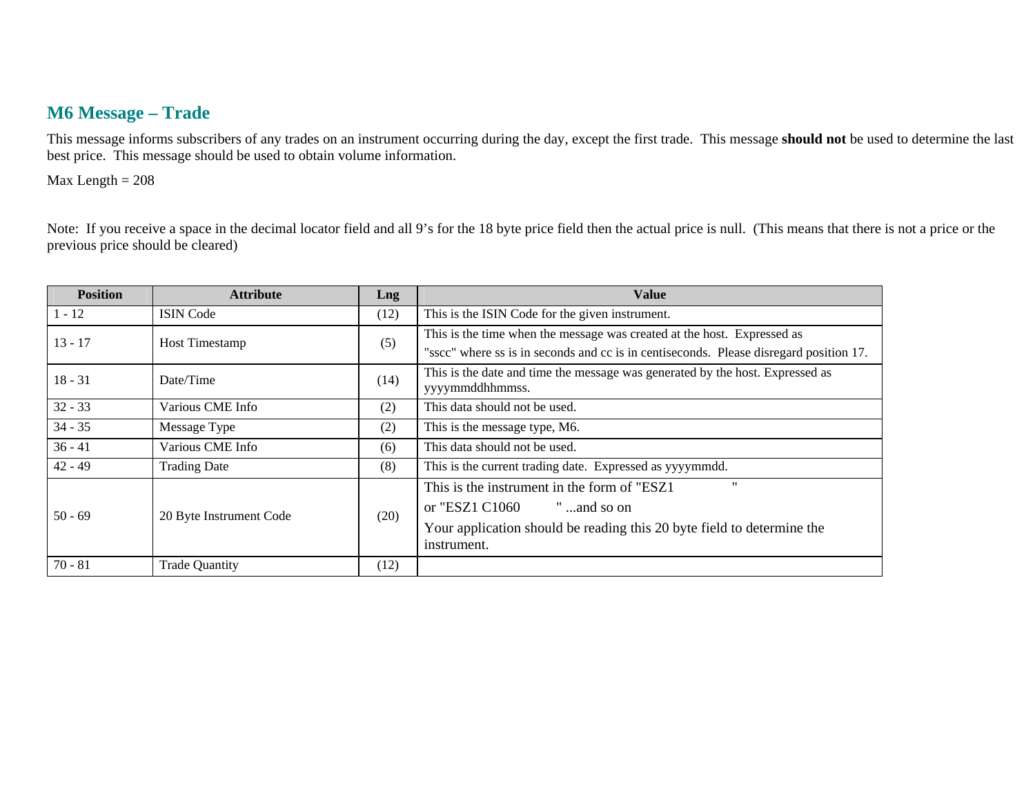## M6 Message – Trade

This message informs subscribers of any trades on an instrument occurring during the day, except the first trade. This message **should not** be used to determine the last best price. This message should be used to obtain volume information.

Max Length = 208

Note: If you receive a space in the decimal locator field and all 9's for the 18 byte price field then the actual price is null. (This means that there is not a price or the previous price should be cleared)

| Position | Attribute | Lng | Value |
|---|---|---|---|
| 1 - 12 | ISIN Code | (12) | This is the ISIN Code for the given instrument. |
| 13 - 17 | Host Timestamp | (5) | This is the time when the message was created at the host. Expressed as "sscc" where ss is in seconds and cc is in centiseconds. Please disregard position 17. |
| 18 - 31 | Date/Time | (14) | This is the date and time the message was generated by the host. Expressed as yyyymmddhhmmss. |
| 32 - 33 | Various CME Info | (2) | This data should not be used. |
| 34 - 35 | Message Type | (2) | This is the message type, M6. |
| 36 - 41 | Various CME Info | (6) | This data should not be used. |
| 42 - 49 | Trading Date | (8) | This is the current trading date. Expressed as yyyymmdd. |
| 50 - 69 | 20 Byte Instrument Code | (20) | This is the instrument in the form of "ESZ1 " or "ESZ1 C1060 " ...and so on. Your application should be reading this 20 byte field to determine the instrument. |
| 70 - 81 | Trade Quantity | (12) | |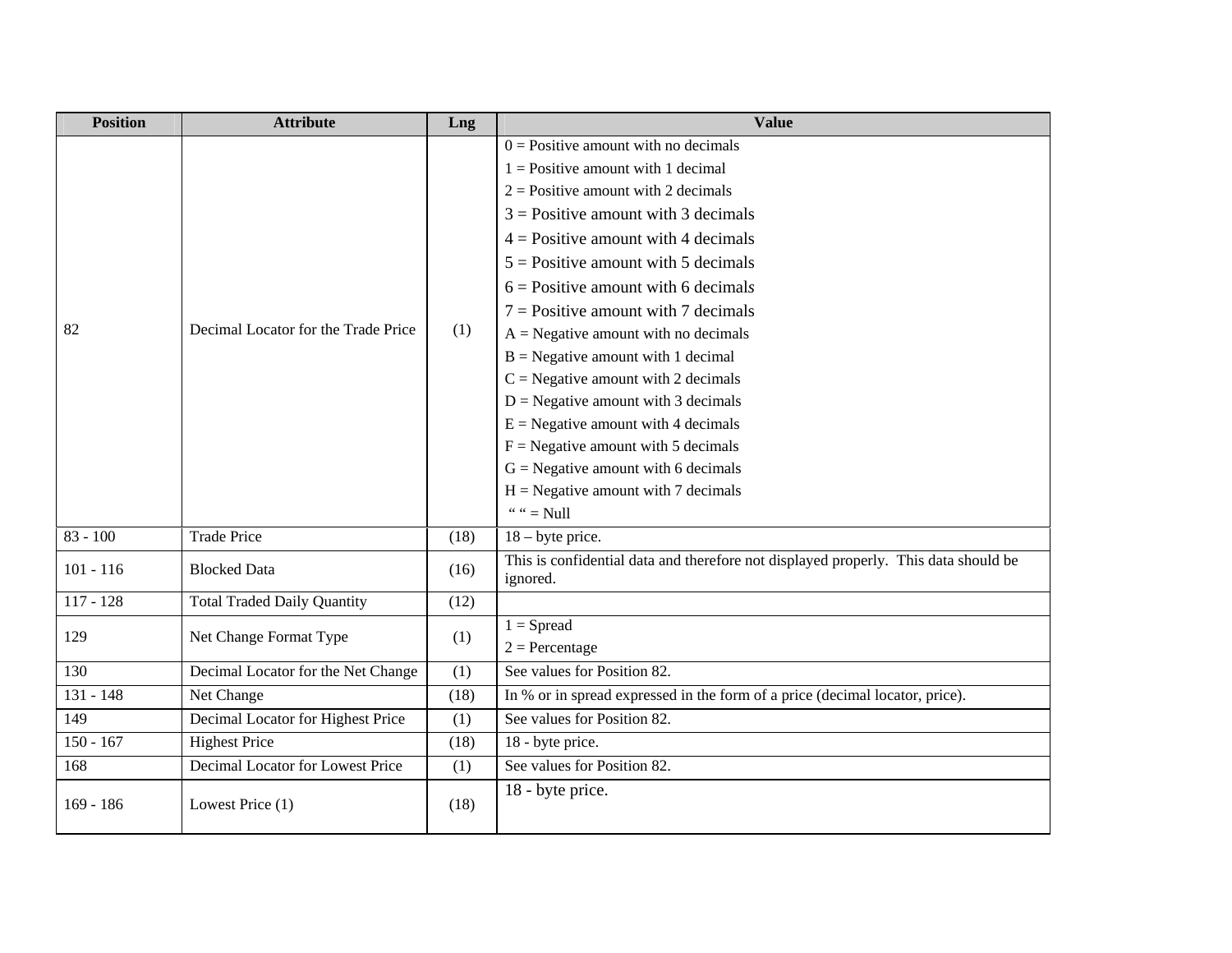| Position | Attribute | Lng | Value |
|---|---|---|---|
| 82 | Decimal Locator for the Trade Price | (1) | 0 = Positive amount with no decimals<br>1 = Positive amount with 1 decimal<br>2 = Positive amount with 2 decimals<br>3 = Positive amount with 3 decimals<br>4 = Positive amount with 4 decimals<br>5 = Positive amount with 5 decimals<br>6 = Positive amount with 6 decimals<br>7 = Positive amount with 7 decimals<br>A = Negative amount with no decimals<br>B = Negative amount with 1 decimal<br>C = Negative amount with 2 decimals<br>D = Negative amount with 3 decimals<br>E = Negative amount with 4 decimals<br>F = Negative amount with 5 decimals<br>G = Negative amount with 6 decimals<br>H = Negative amount with 7 decimals<br>" " = Null |
| 83 - 100 | Trade Price | (18) | 18 – byte price. |
| 101 - 116 | Blocked Data | (16) | This is confidential data and therefore not displayed properly. This data should be ignored. |
| 117 - 128 | Total Traded Daily Quantity | (12) | |
| 129 | Net Change Format Type | (1) | 1 = Spread<br>2 = Percentage |
| 130 | Decimal Locator for the Net Change | (1) | See values for Position 82. |
| 131 - 148 | Net Change | (18) | In % or in spread expressed in the form of a price (decimal locator, price). |
| 149 | Decimal Locator for Highest Price | (1) | See values for Position 82. |
| 150 - 167 | Highest Price | (18) | 18 - byte price. |
| 168 | Decimal Locator for Lowest Price | (1) | See values for Position 82. |
| 169 - 186 | Lowest Price (1) | (18) | 18 - byte price. |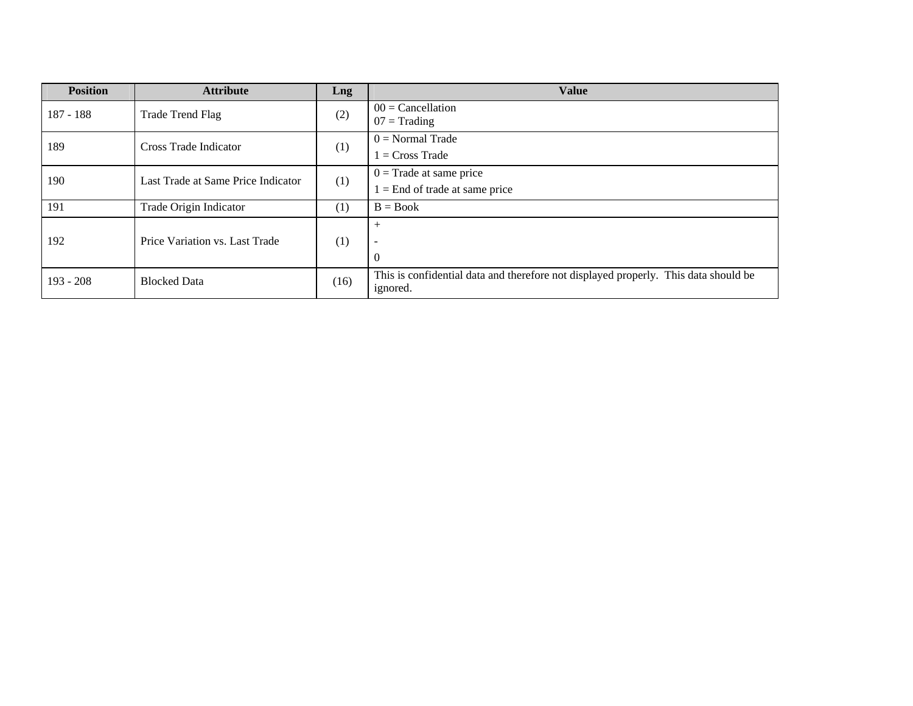| Position | Attribute | Lng | Value |
|---|---|---|---|
| 187 - 188 | Trade Trend Flag | (2) | 00 = Cancellation<br>07 = Trading |
| 189 | Cross Trade Indicator | (1) | 0 = Normal Trade<br>1 = Cross Trade |
| 190 | Last Trade at Same Price Indicator | (1) | 0 = Trade at same price<br>1 = End of trade at same price |
| 191 | Trade Origin Indicator | (1) | B = Book |
| 192 | Price Variation vs. Last Trade | (1) | +<br>-<br>0 |
| 193 - 208 | Blocked Data | (16) | This is confidential data and therefore not displayed properly. This data should be ignored. |